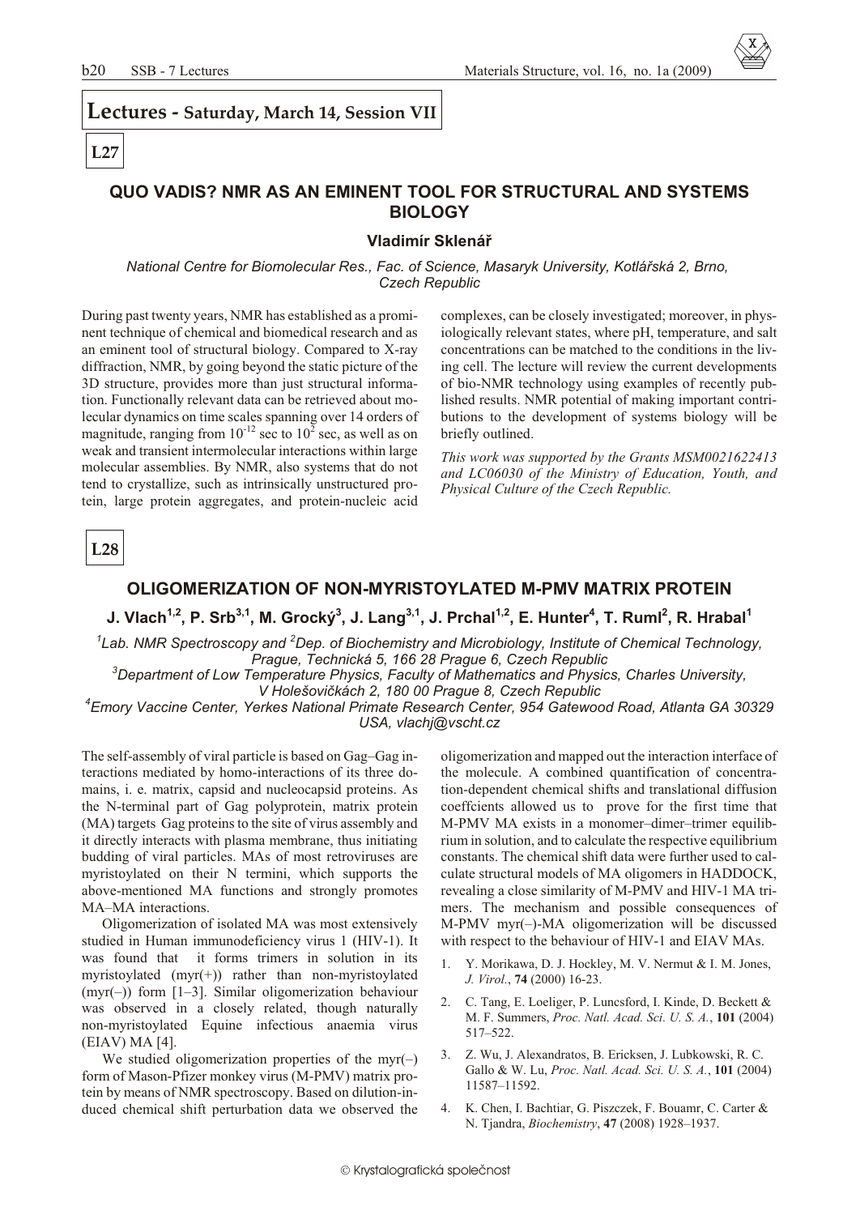# Lectures - Saturday, March 14, Session VII

**L27**

## QUO VADIS? NMR AS AN EMINENT TOOL FOR STRUCTURAL AND SYSTEMS BIOLOGY

### Vladimír Sklenář

*National Centre for Biomolecular Res., Fac. of Science, Masaryk University, Kotlářská 2, Brno, Czech Republic*

During past twenty years, NMR has established as a prominent technique of chemical and biomedical research and as an eminent tool of structural biology. Compared to X-ray diffraction, NMR, by going beyond the static picture of the 3D structure, provides more than just structural information. Functionally relevant data can be retrieved about molecular dynamics on time scales spanning over 14 orders of magnitude, ranging from $10^{-12}$ sec to $10^{2}$ sec, as well as on weak and transient intermolecular interactions within large molecular assemblies. By NMR, also systems that do not tend to crystallize, such as intrinsically unstructured protein, large protein aggregates, and protein-nucleic acid complexes, can be closely investigated; moreover, in physiologically relevant states, where pH, temperature, and salt concentrations can be matched to the conditions in the living cell. The lecture will review the current developments of bio-NMR technology using examples of recently published results. NMR potential of making important contributions to the development of systems biology will be briefly outlined.

*This work was supported by the Grants MSM0021622413 and LC06030 of the Ministry of Education, Youth, and Physical Culture of the Czech Republic.*

**L28**

## OLIGOMERIZATION OF NON-MYRISTOYLATED M-PMV MATRIX PROTEIN

### J. Vlach[1,2], P. Srb[3,1], M. Grocký[3], J. Lang[3,1], J. Prchal[1,2], E. Hunter[4], T. Ruml[2], R. Hrabal[1]

*[1]Lab. NMR Spectroscopy and [2]Dep. of Biochemistry and Microbiology, Institute of Chemical Technology, Prague, Technická 5, 166 28 Prague 6, Czech Republic*
*[3]Department of Low Temperature Physics, Faculty of Mathematics and Physics, Charles University, V Holešovičkách 2, 180 00 Prague 8, Czech Republic*
*[4]Emory Vaccine Center, Yerkes National Primate Research Center, 954 Gatewood Road, Atlanta GA 30329 USA, vlachj@vscht.cz*

The self-assembly of viral particle is based on Gag–Gag interactions mediated by homo-interactions of its three domains, i. e. matrix, capsid and nucleocapsid proteins. As the N-terminal part of Gag polyprotein, matrix protein (MA) targets Gag proteins to the site of virus assembly and it directly interacts with plasma membrane, thus initiating budding of viral particles. MAs of most retroviruses are myristoylated on their N termini, which supports the above-mentioned MA functions and strongly promotes MA–MA interactions.

Oligomerization of isolated MA was most extensively studied in Human immunodeficiency virus 1 (HIV-1). It was found that it forms trimers in solution in its myristoylated (myr(+)) rather than non-myristoylated (myr(–)) form [1–3]. Similar oligomerization behaviour was observed in a closely related, though naturally non-myristoylated Equine infectious anaemia virus (EIAV) MA [4].

We studied oligomerization properties of the myr(–) form of Mason-Pfizer monkey virus (M-PMV) matrix protein by means of NMR spectroscopy. Based on dilution-induced chemical shift perturbation data we observed the oligomerization and mapped out the interaction interface of the molecule. A combined quantification of concentration-dependent chemical shifts and translational diffusion coeffcients allowed us to prove for the first time that M-PMV MA exists in a monomer–dimer–trimer equilibrium in solution, and to calculate the respective equilibrium constants. The chemical shift data were further used to calculate structural models of MA oligomers in HADDOCK, revealing a close similarity of M-PMV and HIV-1 MA trimers. The mechanism and possible consequences of M-PMV myr(–)-MA oligomerization will be discussed with respect to the behaviour of HIV-1 and EIAV MAs.

1. Y. Morikawa, D. J. Hockley, M. V. Nermut & I. M. Jones, *J. Virol.*, **74** (2000) 16-23.
2. C. Tang, E. Loeliger, P. Luncsford, I. Kinde, D. Beckett & M. F. Summers, *Proc. Natl. Acad. Sci. U. S. A.*, **101** (2004) 517–522.
3. Z. Wu, J. Alexandratos, B. Ericksen, J. Lubkowski, R. C. Gallo & W. Lu, *Proc. Natl. Acad. Sci. U. S. A.*, **101** (2004) 11587–11592.
4. K. Chen, I. Bachtiar, G. Piszczek, F. Bouamr, C. Carter & N. Tjandra, *Biochemistry*, **47** (2008) 1928–1937.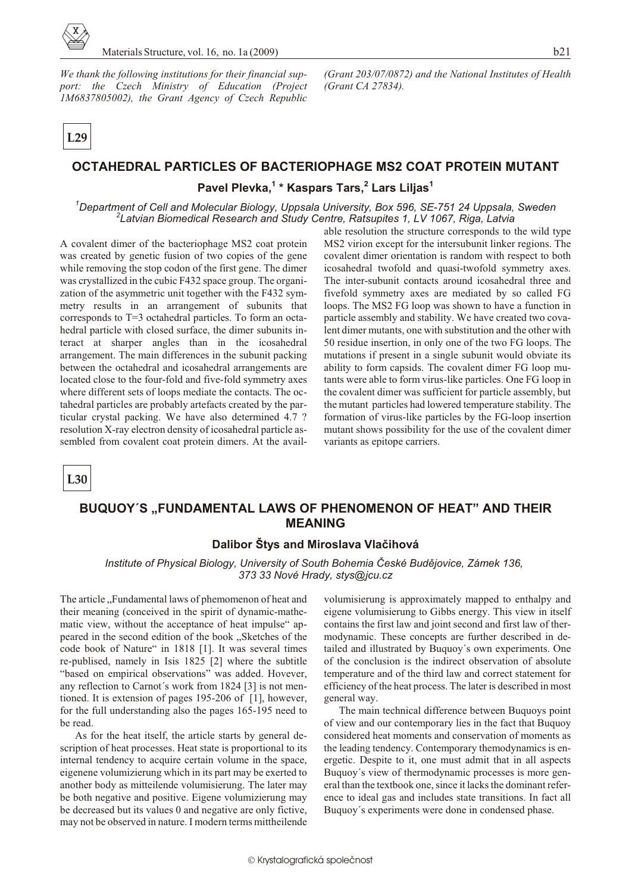*We thank the following institutions for their financial support: the Czech Ministry of Education (Project 1M6837805002), the Grant Agency of Czech Republic (Grant 203/07/0872) and the National Institutes of Health (Grant CA 27834).*

**L29**

## OCTAHEDRAL PARTICLES OF BACTERIOPHAGE MS2 COAT PROTEIN MUTANT

### Pavel Plevka,[1] * Kaspars Tars,[2] Lars Liljas[1]

*[1]Department of Cell and Molecular Biology, Uppsala University, Box 596, SE-751 24 Uppsala, Sweden*
*[2]Latvian Biomedical Research and Study Centre, Ratsupites 1, LV 1067, Riga, Latvia*

A covalent dimer of the bacteriophage MS2 coat protein was created by genetic fusion of two copies of the gene while removing the stop codon of the first gene. The dimer was crystallized in the cubic F432 space group. The organization of the asymmetric unit together with the F432 symmetry results in an arrangement of subunits that corresponds to T=3 octahedral particles. To form an octahedral particle with closed surface, the dimer subunits interact at sharper angles than in the icosahedral arrangement. The main differences in the subunit packing between the octahedral and icosahedral arrangements are located close to the four-fold and five-fold symmetry axes where different sets of loops mediate the contacts. The octahedral particles are probably artefacts created by the particular crystal packing. We have also determined 4.7 ? resolution X-ray electron density of icosahedral particle assembled from covalent coat protein dimers. At the available resolution the structure corresponds to the wild type MS2 virion except for the intersubunit linker regions. The covalent dimer orientation is random with respect to both icosahedral twofold and quasi-twofold symmetry axes. The inter-subunit contacts around icosahedral three and fivefold symmetry axes are mediated by so called FG loops. The MS2 FG loop was shown to have a function in particle assembly and stability. We have created two covalent dimer mutants, one with substitution and the other with 50 residue insertion, in only one of the two FG loops. The mutations if present in a single subunit would obviate its ability to form capsids. The covalent dimer FG loop mutants were able to form virus-like particles. One FG loop in the covalent dimer was sufficient for particle assembly, but the mutant particles had lowered temperature stability. The formation of virus-like particles by the FG-loop insertion mutant shows possibility for the use of the covalent dimer variants as epitope carriers.

**L30**

## BUQUOY´S „FUNDAMENTAL LAWS OF PHENOMENON OF HEAT" AND THEIR MEANING

### Dalibor Štys and Miroslava Vlačihová

*Institute of Physical Biology, University of South Bohemia České Budějovice, Zámek 136, 373 33 Nové Hrady, stys@jcu.cz*

The article „Fundamental laws of phemomenon of heat and their meaning (conceived in the spirit of dynamic-mathematic view, without the acceptance of heat impulse" appeared in the second edition of the book „Sketches of the code book of Nature" in 1818 [1]. It was several times re-publised, namely in Isis 1825 [2] where the subtitle "based on empirical observations" was added. Hovever, any reflection to Carnot´s work from 1824 [3] is not mentioned. It is extension of pages 195-206 of [1], however, for the full understanding also the pages 165-195 need to be read.

As for the heat itself, the article starts by general description of heat processes. Heat state is proportional to its internal tendency to acquire certain volume in the space, eigenene volumizierung which in its part may be exerted to another body as mitteilende volumisierung. The later may be both negative and positive. Eigene volumizierung may be decreased but its values 0 and negative are only fictive, may not be observed in nature. I modern terms mittheilende volumisierung is approximately mapped to enthalpy and eigene volumisierung to Gibbs energy. This view in itself contains the first law and joint second and first law of thermodynamic. These concepts are further described in detailed and illustrated by Buquoy´s own experiments. One of the conclusion is the indirect observation of absolute temperature and of the third law and correct statement for efficiency of the heat process. The later is described in most general way.

The main technical difference between Buquoys point of view and our contemporary lies in the fact that Buquoy considered heat moments and conservation of moments as the leading tendency. Contemporary themodynamics is energetic. Despite to it, one must admit that in all aspects Buquoy´s view of thermodynamic processes is more general than the textbook one, since it lacks the dominant reference to ideal gas and includes state transitions. In fact all Buquoy´s experiments were done in condensed phase.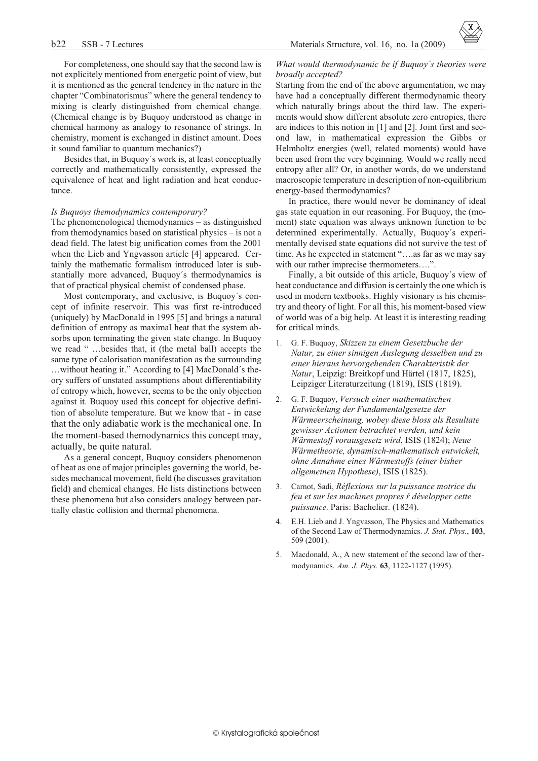For completeness, one should say that the second law is not explicitely mentioned from energetic point of view, but it is mentioned as the general tendency in the nature in the chapter "Combinatorismus" where the general tendency to mixing is clearly distinguished from chemical change. (Chemical change is by Buquoy understood as change in chemical harmony as analogy to resonance of strings. In chemistry, moment is exchanged in distinct amount. Does it sound familiar to quantum mechanics?)

Besides that, in Buquoy´s work is, at least conceptually correctly and mathematically consistently, expressed the equivalence of heat and light radiation and heat conductance.

*Is Buquoys themodynamics contemporary?*

The phenomenological themodynamics – as distinguished from themodynamics based on statistical physics – is not a dead field. The latest big unification comes from the 2001 when the Lieb and Yngvasson article [4] appeared. Certainly the mathematic formalism introduced later is substantially more advanced, Buquoy´s thermodynamics is that of practical physical chemist of condensed phase.

Most contemporary, and exclusive, is Buquoy´s concept of infinite reservoir. This was first re-introduced (uniquely) by MacDonald in 1995 [5] and brings a natural definition of entropy as maximal heat that the system absorbs upon terminating the given state change. In Buquoy we read " …besides that, it (the metal ball) accepts the same type of calorisation manifestation as the surrounding …without heating it." According to [4] MacDonald´s theory suffers of unstated assumptions about differentiability of entropy which, however, seems to be the only objection against it. Buquoy used this concept for objective definition of absolute temperature. But we know that - in case that the only adiabatic work is the mechanical one. In the moment-based themodynamics this concept may, actually, be quite natural.

As a general concept, Buquoy considers phenomenon of heat as one of major principles governing the world, besides mechanical movement, field (he discusses gravitation field) and chemical changes. He lists distinctions between these phenomena but also considers analogy between partially elastic collision and thermal phenomena.

*What would thermodynamic be if Buquoy´s theories were broadly accepted?*

Starting from the end of the above argumentation, we may have had a conceptually different thermodynamic theory which naturally brings about the third law. The experiments would show different absolute zero entropies, there are indices to this notion in [1] and [2]. Joint first and second law, in mathematical expression the Gibbs or Helmholtz energies (well, related moments) would have been used from the very beginning. Would we really need entropy after all? Or, in another words, do we understand macroscopic temperature in description of non-equilibrium energy-based thermodynamics?

In practice, there would never be dominancy of ideal gas state equation in our reasoning. For Buquoy, the (moment) state equation was always unknown function to be determined experimentally. Actually, Buquoy´s experimentally devised state equations did not survive the test of time. As he expected in statement "….as far as we may say with our rather imprecise thermometers….".

Finally, a bit outside of this article, Buquoy´s view of heat conductance and diffusion is certainly the one which is used in modern textbooks. Highly visionary is his chemistry and theory of light. For all this, his moment-based view of world was of a big help. At least it is interesting reading for critical minds.

1. G. F. Buquoy, *Skizzen zu einem Gesetzbuche der Natur, zu einer sinnigen Auslegung desselben und zu einer hieraus hervorgehenden Charakteristik der Natur*, Leipzig: Breitkopf und Härtel (1817, 1825), Leipziger Literaturzeitung (1819), ISIS (1819).
2. G. F. Buquoy, *Versuch einer mathematischen Entwickelung der Fundamentalgesetze der Wärmeerscheinung, wobey diese bloss als Resultate gewisser Actionen betrachtet werden, und kein Wärmestoff vorausgesetz wird*, ISIS (1824); *Neue Wärmetheorie, dynamisch-mathematisch entwickelt, ohne Annahme eines Wärmestoffs (einer bisher allgemeinen Hypothese)*, ISIS (1825).
3. Carnot, Sadi, *Réflexions sur la puissance motrice du feu et sur les machines propres ŕ développer cette puissance*. Paris: Bachelier. (1824).
4. E.H. Lieb and J. Yngvasson, The Physics and Mathematics of the Second Law of Thermodynamics. *J. Stat. Phys.*, **103**, 509 (2001).
5. Macdonald, A., A new statement of the second law of thermodynamics. *Am. J. Phys.* **63**, 1122-1127 (1995).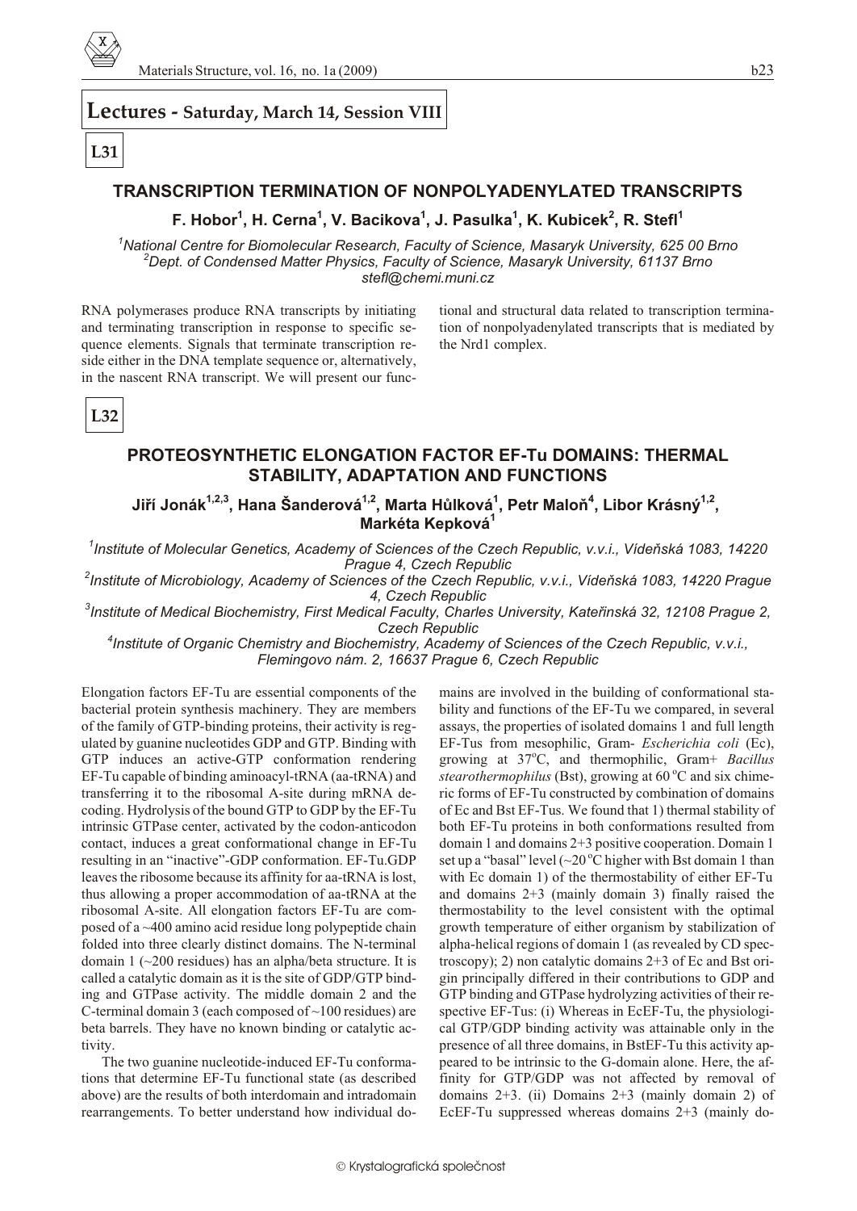# Lectures - Saturday, March 14, Session VIII

**L31**

## TRANSCRIPTION TERMINATION OF NONPOLYADENYLATED TRANSCRIPTS

**F. Hobor[1], H. Cerna[1], V. Bacikova[1], J. Pasulka[1], K. Kubicek[2], R. Stefl[1]**

*[1]National Centre for Biomolecular Research, Faculty of Science, Masaryk University, 625 00 Brno*
*[2]Dept. of Condensed Matter Physics, Faculty of Science, Masaryk University, 61137 Brno*
*stefl@chemi.muni.cz*

RNA polymerases produce RNA transcripts by initiating and terminating transcription in response to specific sequence elements. Signals that terminate transcription reside either in the DNA template sequence or, alternatively, in the nascent RNA transcript. We will present our functional and structural data related to transcription termination of nonpolyadenylated transcripts that is mediated by the Nrd1 complex.

**L32**

## PROTEOSYNTHETIC ELONGATION FACTOR EF-Tu DOMAINS: THERMAL STABILITY, ADAPTATION AND FUNCTIONS

**Jiří Jonák[1,2,3], Hana Šanderová[1,2], Marta Hůlková[1], Petr Maloň[4], Libor Krásný[1,2], Markéta Kepková[1]**

*[1]Institute of Molecular Genetics, Academy of Sciences of the Czech Republic, v.v.i., Vídeňská 1083, 14220 Prague 4, Czech Republic*
*[2]Institute of Microbiology, Academy of Sciences of the Czech Republic, v.v.i., Vídeňská 1083, 14220 Prague 4, Czech Republic*
*[3]Institute of Medical Biochemistry, First Medical Faculty, Charles University, Kateřinská 32, 12108 Prague 2, Czech Republic*
*[4]Institute of Organic Chemistry and Biochemistry, Academy of Sciences of the Czech Republic, v.v.i., Flemingovo nám. 2, 16637 Prague 6, Czech Republic*

Elongation factors EF-Tu are essential components of the bacterial protein synthesis machinery. They are members of the family of GTP-binding proteins, their activity is regulated by guanine nucleotides GDP and GTP. Binding with GTP induces an active-GTP conformation rendering EF-Tu capable of binding aminoacyl-tRNA (aa-tRNA) and transferring it to the ribosomal A-site during mRNA decoding. Hydrolysis of the bound GTP to GDP by the EF-Tu intrinsic GTPase center, activated by the codon-anticodon contact, induces a great conformational change in EF-Tu resulting in an "inactive"-GDP conformation. EF-Tu.GDP leaves the ribosome because its affinity for aa-tRNA is lost, thus allowing a proper accommodation of aa-tRNA at the ribosomal A-site. All elongation factors EF-Tu are composed of a ~400 amino acid residue long polypeptide chain folded into three clearly distinct domains. The N-terminal domain 1 (~200 residues) has an alpha/beta structure. It is called a catalytic domain as it is the site of GDP/GTP binding and GTPase activity. The middle domain 2 and the C-terminal domain 3 (each composed of ~100 residues) are beta barrels. They have no known binding or catalytic activity.

The two guanine nucleotide-induced EF-Tu conformations that determine EF-Tu functional state (as described above) are the results of both interdomain and intradomain rearrangements. To better understand how individual domains are involved in the building of conformational stability and functions of the EF-Tu we compared, in several assays, the properties of isolated domains 1 and full length EF-Tus from mesophilic, Gram- *Escherichia coli* (Ec), growing at 37 °C, and thermophilic, Gram+ *Bacillus stearothermophilus* (Bst), growing at 60 °C and six chimeric forms of EF-Tu constructed by combination of domains of Ec and Bst EF-Tus. We found that 1) thermal stability of both EF-Tu proteins in both conformations resulted from domain 1 and domains 2+3 positive cooperation. Domain 1 set up a "basal" level (~20 °C higher with Bst domain 1 than with Ec domain 1) of the thermostability of either EF-Tu and domains 2+3 (mainly domain 3) finally raised the thermostability to the level consistent with the optimal growth temperature of either organism by stabilization of alpha-helical regions of domain 1 (as revealed by CD spectroscopy); 2) non catalytic domains 2+3 of Ec and Bst origin principally differed in their contributions to GDP and GTP binding and GTPase hydrolyzing activities of their respective EF-Tus: (i) Whereas in EcEF-Tu, the physiological GTP/GDP binding activity was attainable only in the presence of all three domains, in BstEF-Tu this activity appeared to be intrinsic to the G-domain alone. Here, the affinity for GTP/GDP was not affected by removal of domains 2+3. (ii) Domains 2+3 (mainly domain 2) of EcEF-Tu suppressed whereas domains 2+3 (mainly do-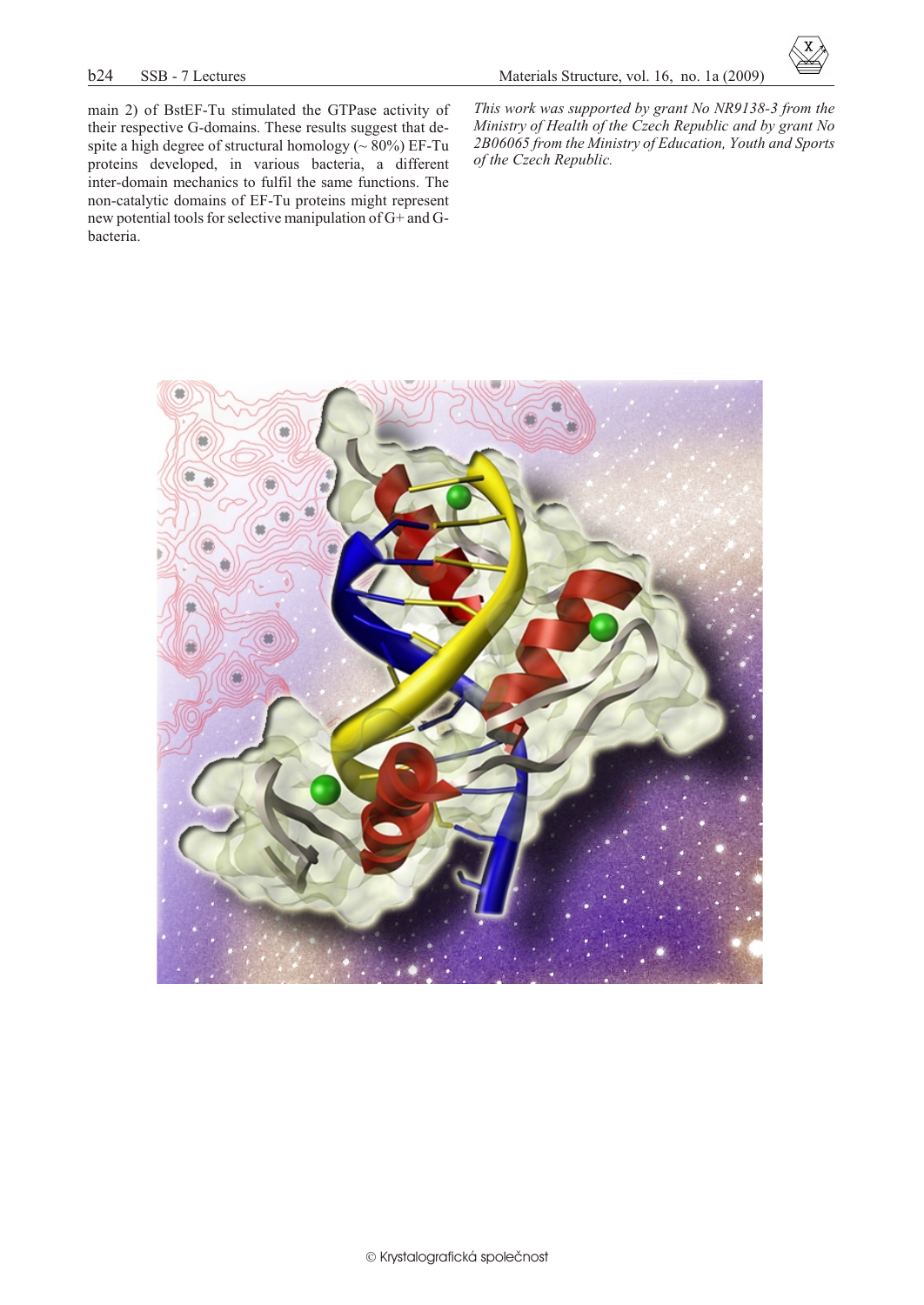main 2) of BstEF-Tu stimulated the GTPase activity of their respective G-domains. These results suggest that despite a high degree of structural homology (~ 80%) EF-Tu proteins developed, in various bacteria, a different inter-domain mechanics to fulfil the same functions. The non-catalytic domains of EF-Tu proteins might represent new potential tools for selective manipulation of G+ and G- bacteria.

*This work was supported by grant No NR9138-3 from the Ministry of Health of the Czech Republic and by grant No 2B06065 from the Ministry of Education, Youth and Sports of the Czech Republic.*